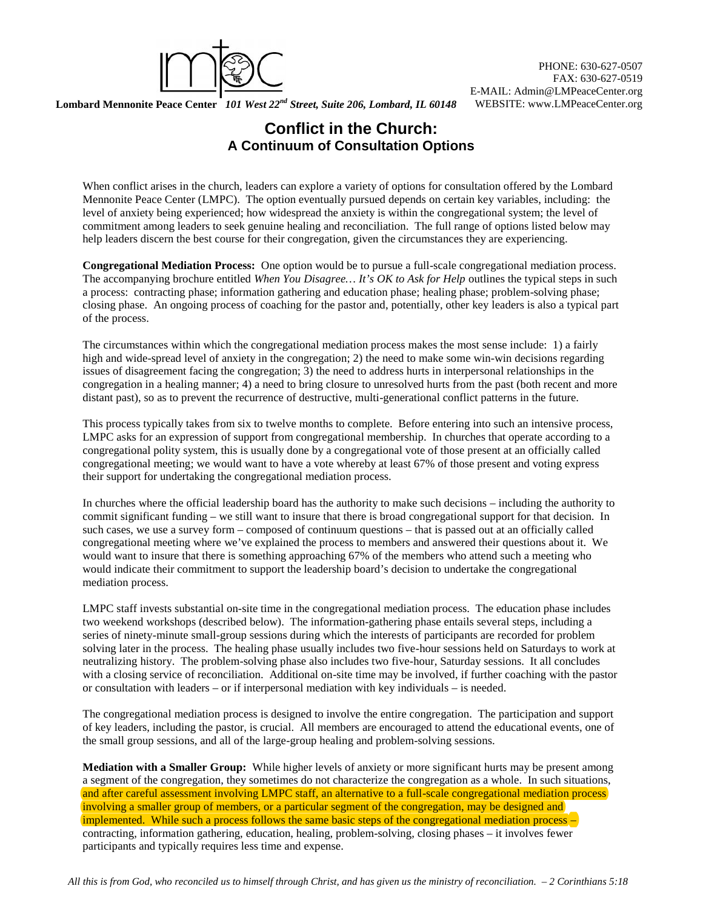**Lombard Mennonite Peace Center** *101 West 22nd Street, Suite 206, Lombard, IL 60148*

PHONE: 630-627-0507
FAX: 630-627-0519
E-MAIL: Admin@LMPeaceCenter.org
WEBSITE: www.LMPeaceCenter.org

# Conflict in the Church:
## A Continuum of Consultation Options

When conflict arises in the church, leaders can explore a variety of options for consultation offered by the Lombard Mennonite Peace Center (LMPC). The option eventually pursued depends on certain key variables, including: the level of anxiety being experienced; how widespread the anxiety is within the congregational system; the level of commitment among leaders to seek genuine healing and reconciliation. The full range of options listed below may help leaders discern the best course for their congregation, given the circumstances they are experiencing.

**Congregational Mediation Process:** One option would be to pursue a full-scale congregational mediation process. The accompanying brochure entitled *When You Disagree… It's OK to Ask for Help* outlines the typical steps in such a process: contracting phase; information gathering and education phase; healing phase; problem-solving phase; closing phase. An ongoing process of coaching for the pastor and, potentially, other key leaders is also a typical part of the process.

The circumstances within which the congregational mediation process makes the most sense include: 1) a fairly high and wide-spread level of anxiety in the congregation; 2) the need to make some win-win decisions regarding issues of disagreement facing the congregation; 3) the need to address hurts in interpersonal relationships in the congregation in a healing manner; 4) a need to bring closure to unresolved hurts from the past (both recent and more distant past), so as to prevent the recurrence of destructive, multi-generational conflict patterns in the future.

This process typically takes from six to twelve months to complete. Before entering into such an intensive process, LMPC asks for an expression of support from congregational membership. In churches that operate according to a congregational polity system, this is usually done by a congregational vote of those present at an officially called congregational meeting; we would want to have a vote whereby at least 67% of those present and voting express their support for undertaking the congregational mediation process.

In churches where the official leadership board has the authority to make such decisions – including the authority to commit significant funding – we still want to insure that there is broad congregational support for that decision. In such cases, we use a survey form – composed of continuum questions – that is passed out at an officially called congregational meeting where we've explained the process to members and answered their questions about it. We would want to insure that there is something approaching 67% of the members who attend such a meeting who would indicate their commitment to support the leadership board's decision to undertake the congregational mediation process.

LMPC staff invests substantial on-site time in the congregational mediation process. The education phase includes two weekend workshops (described below). The information-gathering phase entails several steps, including a series of ninety-minute small-group sessions during which the interests of participants are recorded for problem solving later in the process. The healing phase usually includes two five-hour sessions held on Saturdays to work at neutralizing history. The problem-solving phase also includes two five-hour, Saturday sessions. It all concludes with a closing service of reconciliation. Additional on-site time may be involved, if further coaching with the pastor or consultation with leaders – or if interpersonal mediation with key individuals – is needed.

The congregational mediation process is designed to involve the entire congregation. The participation and support of key leaders, including the pastor, is crucial. All members are encouraged to attend the educational events, one of the small group sessions, and all of the large-group healing and problem-solving sessions.

**Mediation with a Smaller Group:** While higher levels of anxiety or more significant hurts may be present among a segment of the congregation, they sometimes do not characterize the congregation as a whole. In such situations, and after careful assessment involving LMPC staff, an alternative to a full-scale congregational mediation process involving a smaller group of members, or a particular segment of the congregation, may be designed and implemented. While such a process follows the same basic steps of the congregational mediation process – contracting, information gathering, education, healing, problem-solving, closing phases – it involves fewer participants and typically requires less time and expense.

*All this is from God, who reconciled us to himself through Christ, and has given us the ministry of reconciliation. – 2 Corinthians 5:18*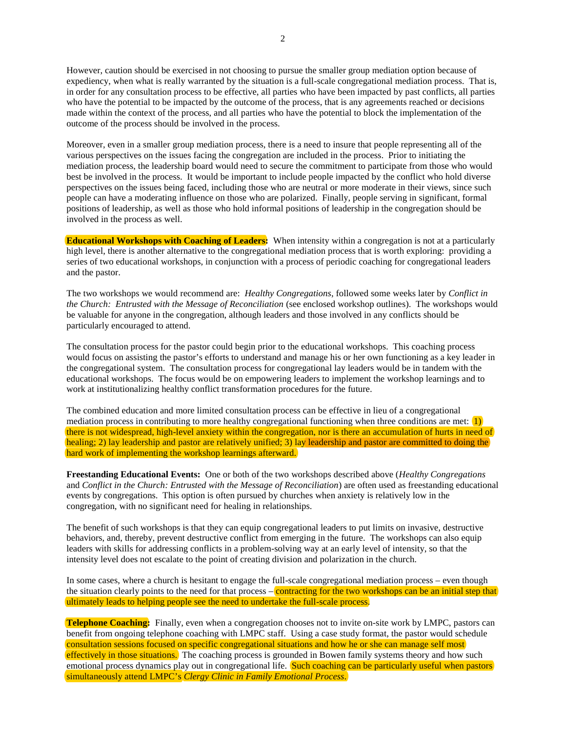However, caution should be exercised in not choosing to pursue the smaller group mediation option because of expediency, when what is really warranted by the situation is a full-scale congregational mediation process. That is, in order for any consultation process to be effective, all parties who have been impacted by past conflicts, all parties who have the potential to be impacted by the outcome of the process, that is any agreements reached or decisions made within the context of the process, and all parties who have the potential to block the implementation of the outcome of the process should be involved in the process.

Moreover, even in a smaller group mediation process, there is a need to insure that people representing all of the various perspectives on the issues facing the congregation are included in the process. Prior to initiating the mediation process, the leadership board would need to secure the commitment to participate from those who would best be involved in the process. It would be important to include people impacted by the conflict who hold diverse perspectives on the issues being faced, including those who are neutral or more moderate in their views, since such people can have a moderating influence on those who are polarized. Finally, people serving in significant, formal positions of leadership, as well as those who hold informal positions of leadership in the congregation should be involved in the process as well.

**Educational Workshops with Coaching of Leaders:** When intensity within a congregation is not at a particularly high level, there is another alternative to the congregational mediation process that is worth exploring: providing a series of two educational workshops, in conjunction with a process of periodic coaching for congregational leaders and the pastor.

The two workshops we would recommend are: *Healthy Congregations*, followed some weeks later by *Conflict in the Church: Entrusted with the Message of Reconciliation* (see enclosed workshop outlines). The workshops would be valuable for anyone in the congregation, although leaders and those involved in any conflicts should be particularly encouraged to attend.

The consultation process for the pastor could begin prior to the educational workshops. This coaching process would focus on assisting the pastor's efforts to understand and manage his or her own functioning as a key leader in the congregational system. The consultation process for congregational lay leaders would be in tandem with the educational workshops. The focus would be on empowering leaders to implement the workshop learnings and to work at institutionalizing healthy conflict transformation procedures for the future.

The combined education and more limited consultation process can be effective in lieu of a congregational mediation process in contributing to more healthy congregational functioning when three conditions are met: 1) there is not widespread, high-level anxiety within the congregation, nor is there an accumulation of hurts in need of healing; 2) lay leadership and pastor are relatively unified; 3) lay leadership and pastor are committed to doing the hard work of implementing the workshop learnings afterward.

**Freestanding Educational Events:** One or both of the two workshops described above (*Healthy Congregations* and *Conflict in the Church: Entrusted with the Message of Reconciliation*) are often used as freestanding educational events by congregations. This option is often pursued by churches when anxiety is relatively low in the congregation, with no significant need for healing in relationships.

The benefit of such workshops is that they can equip congregational leaders to put limits on invasive, destructive behaviors, and, thereby, prevent destructive conflict from emerging in the future. The workshops can also equip leaders with skills for addressing conflicts in a problem-solving way at an early level of intensity, so that the intensity level does not escalate to the point of creating division and polarization in the church.

In some cases, where a church is hesitant to engage the full-scale congregational mediation process – even though the situation clearly points to the need for that process – contracting for the two workshops can be an initial step that ultimately leads to helping people see the need to undertake the full-scale process.

**Telephone Coaching:** Finally, even when a congregation chooses not to invite on-site work by LMPC, pastors can benefit from ongoing telephone coaching with LMPC staff. Using a case study format, the pastor would schedule consultation sessions focused on specific congregational situations and how he or she can manage self most effectively in those situations. The coaching process is grounded in Bowen family systems theory and how such emotional process dynamics play out in congregational life. Such coaching can be particularly useful when pastors simultaneously attend LMPC's *Clergy Clinic in Family Emotional Process*.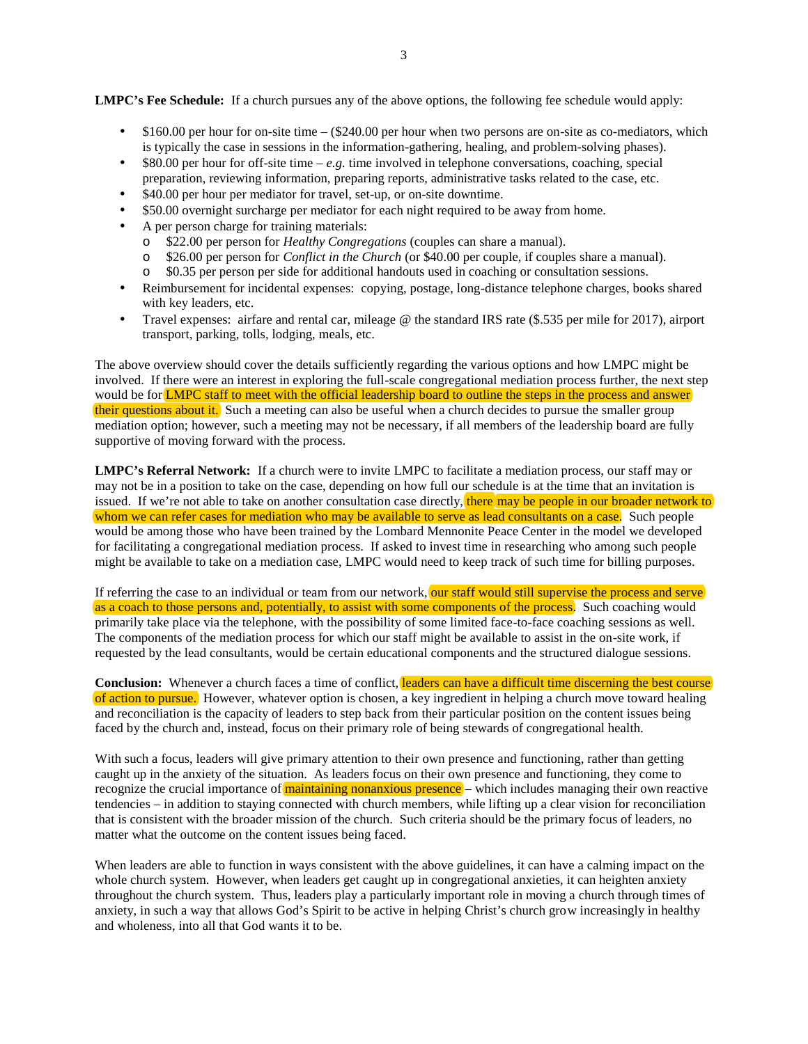**LMPC's Fee Schedule:** If a church pursues any of the above options, the following fee schedule would apply:

- $160.00 per hour for on-site time – ($240.00 per hour when two persons are on-site as co-mediators, which is typically the case in sessions in the information-gathering, healing, and problem-solving phases).
- $80.00 per hour for off-site time – *e.g.* time involved in telephone conversations, coaching, special preparation, reviewing information, preparing reports, administrative tasks related to the case, etc.
- $40.00 per hour per mediator for travel, set-up, or on-site downtime.
- $50.00 overnight surcharge per mediator for each night required to be away from home.
- A per person charge for training materials:
  - $22.00 per person for *Healthy Congregations* (couples can share a manual).
  - $26.00 per person for *Conflict in the Church* (or $40.00 per couple, if couples share a manual).
  - $0.35 per person per side for additional handouts used in coaching or consultation sessions.
- Reimbursement for incidental expenses: copying, postage, long-distance telephone charges, books shared with key leaders, etc.
- Travel expenses: airfare and rental car, mileage @ the standard IRS rate ($.535 per mile for 2017), airport transport, parking, tolls, lodging, meals, etc.

The above overview should cover the details sufficiently regarding the various options and how LMPC might be involved. If there were an interest in exploring the full-scale congregational mediation process further, the next step would be for LMPC staff to meet with the official leadership board to outline the steps in the process and answer their questions about it. Such a meeting can also be useful when a church decides to pursue the smaller group mediation option; however, such a meeting may not be necessary, if all members of the leadership board are fully supportive of moving forward with the process.

**LMPC's Referral Network:** If a church were to invite LMPC to facilitate a mediation process, our staff may or may not be in a position to take on the case, depending on how full our schedule is at the time that an invitation is issued. If we're not able to take on another consultation case directly, there may be people in our broader network to whom we can refer cases for mediation who may be available to serve as lead consultants on a case. Such people would be among those who have been trained by the Lombard Mennonite Peace Center in the model we developed for facilitating a congregational mediation process. If asked to invest time in researching who among such people might be available to take on a mediation case, LMPC would need to keep track of such time for billing purposes.

If referring the case to an individual or team from our network, our staff would still supervise the process and serve as a coach to those persons and, potentially, to assist with some components of the process. Such coaching would primarily take place via the telephone, with the possibility of some limited face-to-face coaching sessions as well. The components of the mediation process for which our staff might be available to assist in the on-site work, if requested by the lead consultants, would be certain educational components and the structured dialogue sessions.

**Conclusion:** Whenever a church faces a time of conflict, leaders can have a difficult time discerning the best course of action to pursue. However, whatever option is chosen, a key ingredient in helping a church move toward healing and reconciliation is the capacity of leaders to step back from their particular position on the content issues being faced by the church and, instead, focus on their primary role of being stewards of congregational health.

With such a focus, leaders will give primary attention to their own presence and functioning, rather than getting caught up in the anxiety of the situation. As leaders focus on their own presence and functioning, they come to recognize the crucial importance of maintaining nonanxious presence – which includes managing their own reactive tendencies – in addition to staying connected with church members, while lifting up a clear vision for reconciliation that is consistent with the broader mission of the church. Such criteria should be the primary focus of leaders, no matter what the outcome on the content issues being faced.

When leaders are able to function in ways consistent with the above guidelines, it can have a calming impact on the whole church system. However, when leaders get caught up in congregational anxieties, it can heighten anxiety throughout the church system. Thus, leaders play a particularly important role in moving a church through times of anxiety, in such a way that allows God's Spirit to be active in helping Christ's church grow increasingly in healthy and wholeness, into all that God wants it to be.